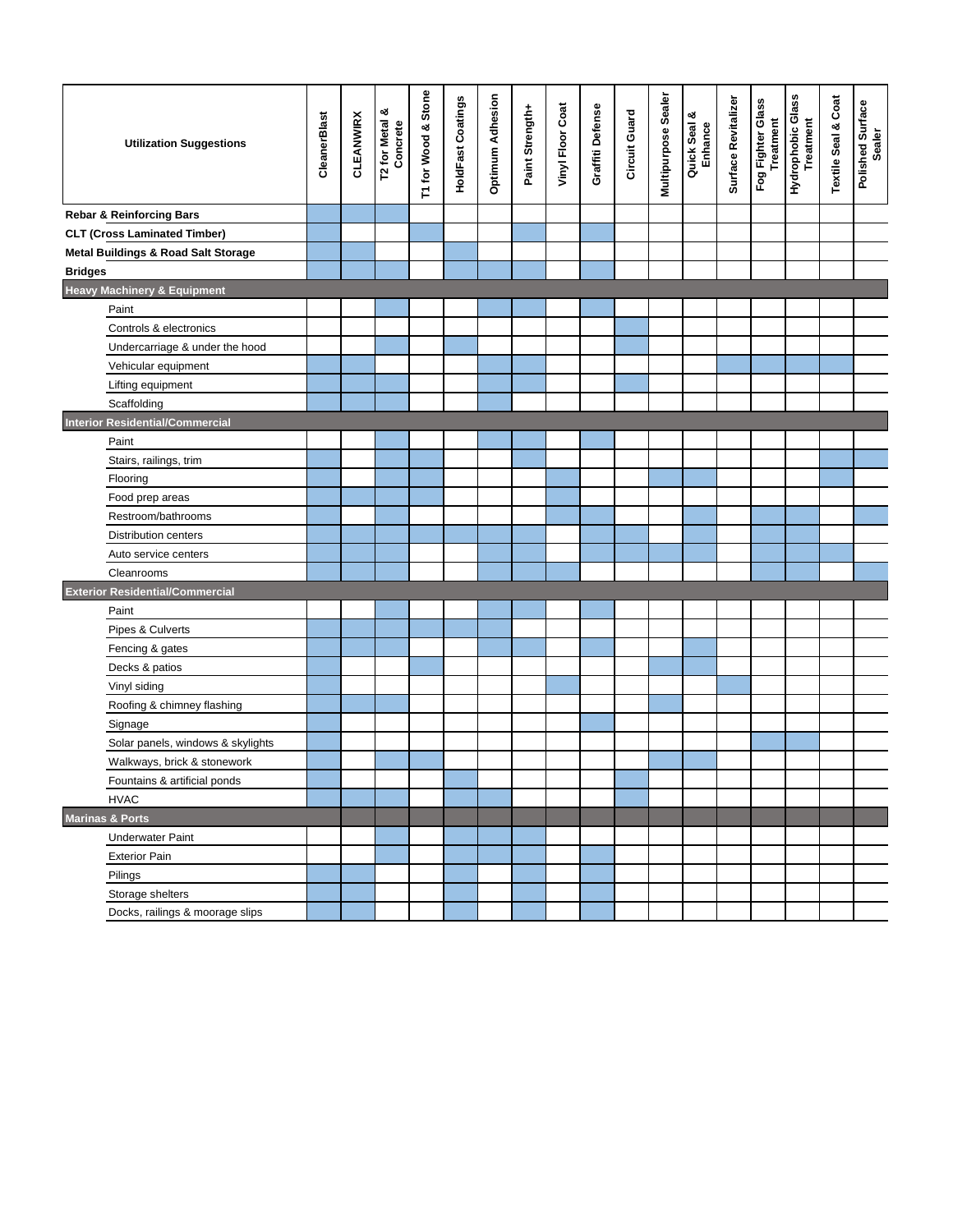| Utilization Suggestions | CleanerBlast | CLEANWIRX | T2 for Metal & Concrete | T1 for Wood & Stone | HoldFast Coatings | Optimum Adhesion | Paint Strength+ | Vinyl Floor Coat | Graffiti Defense | Circuit Guard | Multipurpose Sealer | Quick Seal & Enhance | Surface Revitalizer | Fog Fighter Glass Treatment | Hydrophobic Glass Treatment | Textile Seal & Coat | Polished Surface Sealer |
|---|---|---|---|---|---|---|---|---|---|---|---|---|---|---|---|---|---|
| **Rebar & Reinforcing Bars** | ■ | ■ | ■ | | | | | | | | | | | | | | |
| **CLT (Cross Laminated Timber)** | ■ | | | ■ | | | ■ | | ■ | | | | | | | | |
| **Metal Buildings & Road Salt Storage** | ■ | ■ | | | ■ | | | | | | | | | | | | |
| **Bridges** | ■ | ■ | ■ | | ■ | ■ | ■ | | ■ | | | | | | | | |
| **Heavy Machinery & Equipment** | | | | | | | | | | | | | | | | | |
| Paint | | | ■ | | | ■ | ■ | | ■ | | | | | | | | |
| Controls & electronics | | | | | | | | | | ■ | | | | | | | |
| Undercarriage & under the hood | | | ■ | | ■ | | | | | ■ | | | | | | | |
| Vehicular equipment | ■ | ■ | | | | ■ | ■ | | | | | | ■ | ■ | ■ | ■ | |
| Lifting equipment | ■ | ■ | ■ | | | ■ | ■ | | | ■ | | | | | | | |
| Scaffolding | ■ | ■ | ■ | | | ■ | | | | | | | | | | | |
| **Interior Residential/Commercial** | | | | | | | | | | | | | | | | | |
| Paint | | | ■ | | | ■ | ■ | | ■ | | | | | | | | |
| Stairs, railings, trim | ■ | | ■ | ■ | | | ■ | | | | | | | | | ■ | ■ |
| Flooring | ■ | | ■ | ■ | | | | ■ | | | ■ | ■ | | | | ■ | |
| Food prep areas | ■ | ■ | ■ | ■ | | | | ■ | | | | | | | | | |
| Restroom/bathrooms | ■ | | ■ | | | | | ■ | ■ | | | ■ | | ■ | ■ | | ■ |
| Distribution centers | ■ | ■ | ■ | ■ | ■ | ■ | ■ | | ■ | ■ | | ■ | | ■ | ■ | | |
| Auto service centers | ■ | ■ | ■ | | | ■ | ■ | | ■ | ■ | ■ | ■ | | ■ | ■ | ■ | |
| Cleanrooms | ■ | ■ | ■ | | | ■ | ■ | ■ | | | | | | ■ | ■ | | ■ |
| **Exterior Residential/Commercial** | | | | | | | | | | | | | | | | | |
| Paint | | | ■ | | | ■ | ■ | | ■ | | | | | | | | |
| Pipes & Culverts | ■ | ■ | ■ | ■ | ■ | ■ | | | | | | | | | | | |
| Fencing & gates | ■ | ■ | ■ | | | ■ | ■ | | ■ | | | ■ | | | | | |
| Decks & patios | ■ | | | ■ | | | | | | | ■ | ■ | | | | | |
| Vinyl siding | ■ | | | | | | | ■ | | | | | ■ | | | | |
| Roofing & chimney flashing | ■ | ■ | ■ | | | | | | | | ■ | | | | | | |
| Signage | ■ | | | | | | | | ■ | | | | | | | | |
| Solar panels, windows & skylights | ■ | | | | | | | | | | | | | ■ | ■ | | |
| Walkways, brick & stonework | ■ | | ■ | ■ | | | | | | | ■ | ■ | | | | | |
| Fountains & artificial ponds | ■ | | | | ■ | | | | | ■ | | | | | | | |
| HVAC | ■ | ■ | ■ | | ■ | ■ | | | | ■ | | | | | | | |
| **Marinas & Ports** | | | | | | | | | | | | | | | | | |
| Underwater Paint | | | ■ | | ■ | ■ | ■ | | | | | | | | | | |
| Exterior Pain | | | ■ | | ■ | ■ | ■ | | ■ | | | | | | | | |
| Pilings | ■ | ■ | | | ■ | | ■ | | ■ | | | | | | | | |
| Storage shelters | ■ | ■ | | | ■ | | ■ | | ■ | | | | | | | | |
| Docks, railings & moorage slips | ■ | ■ | | | ■ | | ■ | | ■ | | | | | | | | |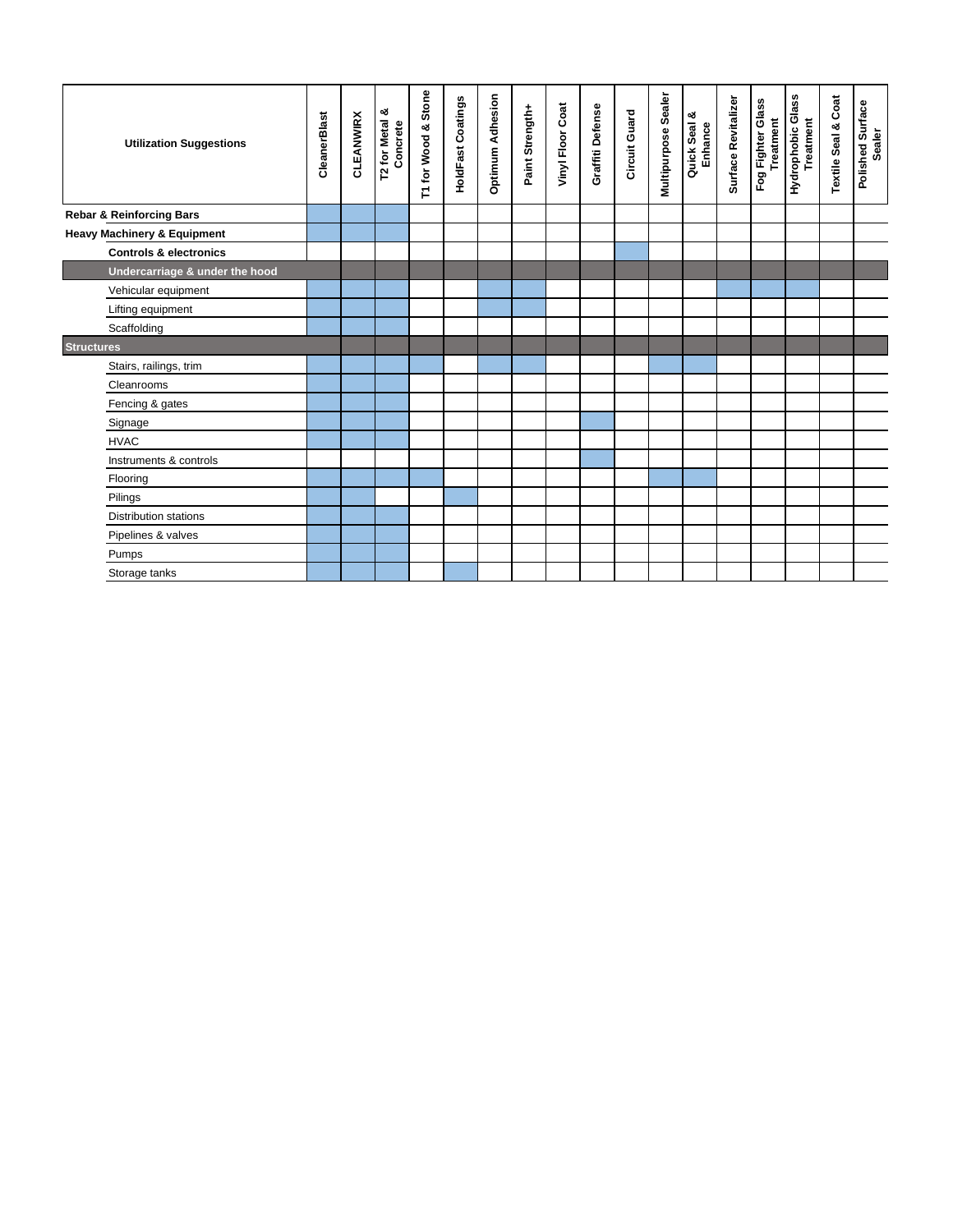| Utilization Suggestions | CleanerBlast | CLEANWIRX | T2 for Metal & Concrete | T1 for Wood & Stone | HoldFast Coatings | Optimum Adhesion | Paint Strength+ | Vinyl Floor Coat | Graffiti Defense | Circuit Guard | Multipurpose Sealer | Quick Seal & Enhance | Surface Revitalizer | Fog Fighter Glass Treatment | Hydrophobic Glass Treatment | Textile Seal & Coat | Polished Surface Sealer |
|---|---|---|---|---|---|---|---|---|---|---|---|---|---|---|---|---|---|
| **Rebar & Reinforcing Bars** | X | X | X | | | | | | | | | | | | | | |
| **Heavy Machinery & Equipment** | X | X | X | | | | | | | | | | | | | | |
| **Controls & electronics** | | | | | | | | | | X | | | | | | | |
| **Undercarriage & under the hood** | | | | | | | | | | | | | | | | | |
| Vehicular equipment | X | X | X | | | X | X | | | | | | X | X | X | | |
| Lifting equipment | X | X | X | | | X | X | | | | | | | | | | |
| Scaffolding | X | X | X | | | | | | | | | | | | | | |
| **Structures** | | | | | | | | | | | | | | | | | |
| Stairs, railings, trim | X | X | X | X | | X | X | | | | X | X | | | | | |
| Cleanrooms | X | X | X | | | | | | | | | | | | | | |
| Fencing & gates | X | X | X | | | | | | | | | | | | | | |
| Signage | X | X | X | | | | | | X | | | | | | | | |
| HVAC | X | X | X | | | | | | | | | | | | | | |
| Instruments & controls | | | | | | | | | X | | | | | | | | |
| Flooring | X | X | X | X | | | | | | | X | X | | | | | |
| Pilings | X | X | | | X | | | | | | | | | | | | |
| Distribution stations | X | X | X | | | | | | | | | | | | | | |
| Pipelines & valves | X | X | X | | | | | | | | | | | | | | |
| Pumps | X | X | X | | | | | | | | | | | | | | |
| Storage tanks | X | X | X | | X | | | | | | | | | | | | |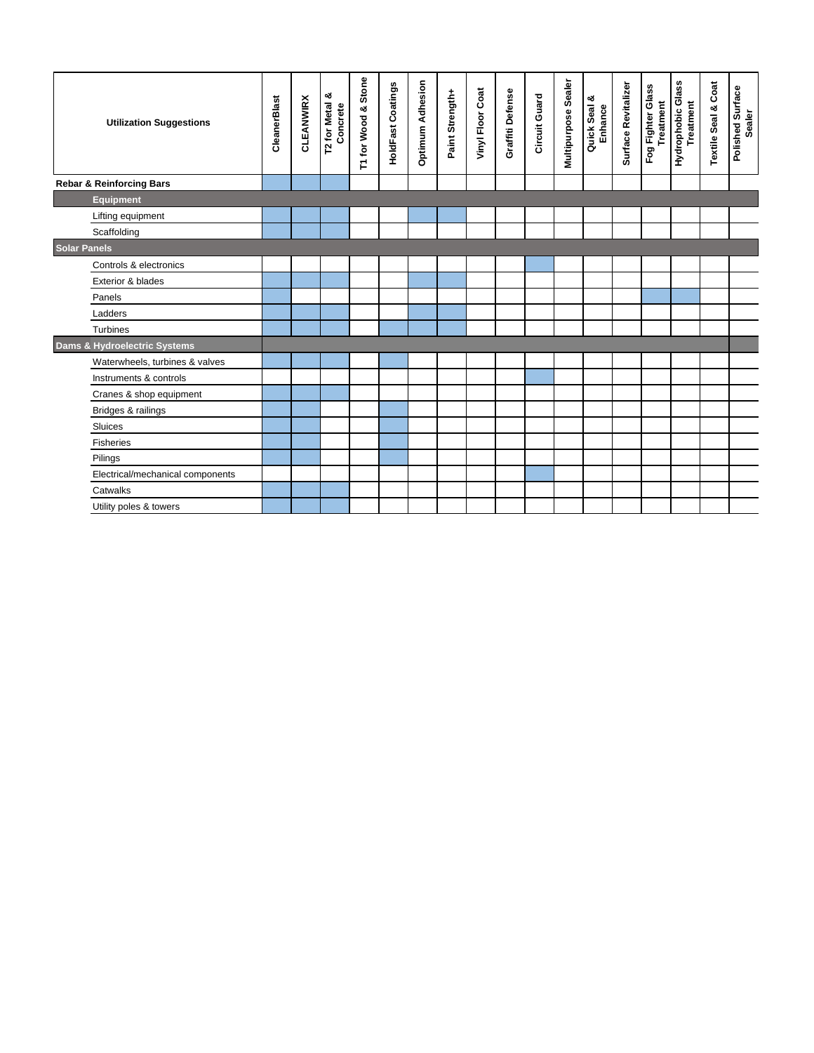| Utilization Suggestions | CleanerBlast | CLEANWIRX | T2 for Metal & Concrete | T1 for Wood & Stone | HoldFast Coatings | Optimum Adhesion | Paint Strength+ | Vinyl Floor Coat | Graffiti Defense | Circuit Guard | Multipurpose Sealer | Quick Seal & Enhance | Surface Revitalizer | Fog Fighter Glass Treatment | Hydrophobic Glass Treatment | Textile Seal & Coat | Polished Surface Sealer |
|---|---|---|---|---|---|---|---|---|---|---|---|---|---|---|---|---|---|
| **Rebar & Reinforcing Bars** | X | X | X | | | | | | | | | | | | | | |
| **Equipment** | | | | | | | | | | | | | | | | | |
| Lifting equipment | X | X | X | | | X | X | | | | | | | | | | |
| Scaffolding | X | X | X | | | | | | | | | | | | | | |
| **Solar Panels** | | | | | | | | | | | | | | | | | |
| Controls & electronics | | | | | | | | | | X | | | | | | | |
| Exterior & blades | X | X | X | | | X | X | | | | | | | | | | |
| Panels | X | | | | | | | | | | | | | X | X | | |
| Ladders | X | X | X | | | X | X | | | | | | | | | | |
| Turbines | X | X | X | | X | X | X | | | | | | | | | | |
| **Dams & Hydroelectric Systems** | | | | | | | | | | | | | | | | | |
| Waterwheels, turbines & valves | X | X | X | | X | | | | | | | | | | | | |
| Instruments & controls | | | | | | | | | | X | | | | | | | |
| Cranes & shop equipment | X | X | X | | | | | | | | | | | | | | |
| Bridges & railings | X | X | | | X | | | | | | | | | | | | |
| Sluices | X | X | | | X | | | | | | | | | | | | |
| Fisheries | X | X | | | X | | | | | | | | | | | | |
| Pilings | X | X | | | X | | | | | | | | | | | | |
| Electrical/mechanical components | | | | | | | | | | X | | | | | | | |
| Catwalks | X | X | X | | | | | | | | | | | | | | |
| Utility poles & towers | X | X | X | | | | | | | | | | | | | | |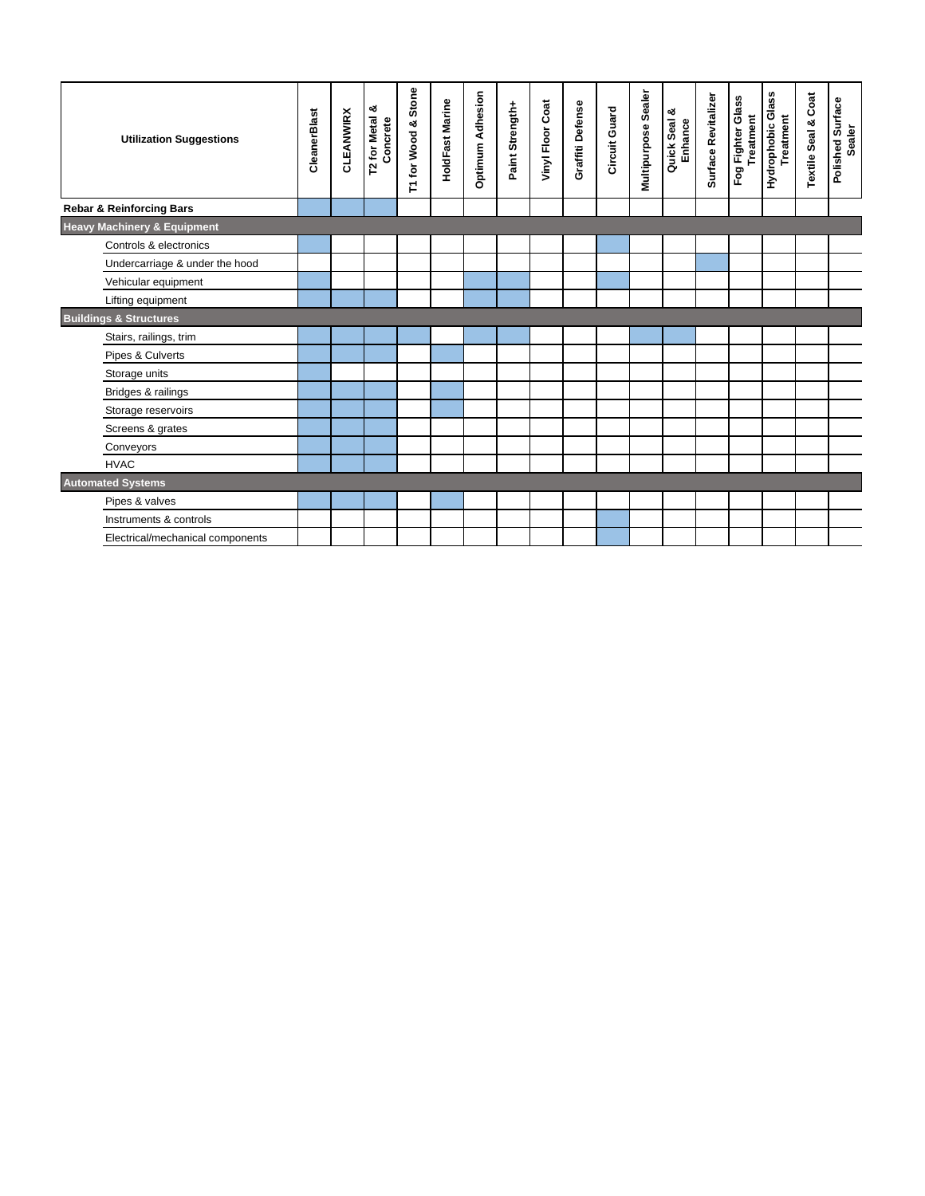| Utilization Suggestions | CleanerBlast | CLEANWIRX | T2 for Metal & Concrete | T1 for Wood & Stone | HoldFast Marine | Optimum Adhesion | Paint Strength+ | Vinyl Floor Coat | Graffiti Defense | Circuit Guard | Multipurpose Sealer | Quick Seal & Enhance | Surface Revitalizer | Fog Fighter Glass Treatment | Hydrophobic Glass Treatment | Textile Seal & Coat | Polished Surface Sealer |
|---|---|---|---|---|---|---|---|---|---|---|---|---|---|---|---|---|---|
| **Rebar & Reinforcing Bars** | X | X | X | | | | | | | | | | | | | | |
| **Heavy Machinery & Equipment** | | | | | | | | | | | | | | | | | |
| Controls & electronics | X | | | | | | | | | X | | | | | | | |
| Undercarriage & under the hood | | | | | | | | | | | | | X | | | | |
| Vehicular equipment | X | | | | | X | X | | | X | | | | | | | |
| Lifting equipment | X | X | X | | | X | X | | | | | | | | | | |
| **Buildings & Structures** | | | | | | | | | | | | | | | | | |
| Stairs, railings, trim | X | X | X | X | | X | X | | | | X | X | | | | | |
| Pipes & Culverts | X | X | X | | X | | | | | | | | | | | | |
| Storage units | X | | | | | | | | | | | | | | | | |
| Bridges & railings | X | X | X | | X | | | | | | | | | | | | |
| Storage reservoirs | X | X | X | | X | | | | | | | | | | | | |
| Screens & grates | X | X | X | | | | | | | | | | | | | | |
| Conveyors | X | X | X | | | | | | | | | | | | | | |
| HVAC | X | X | X | | | | | | | | | | | | | | |
| **Automated Systems** | | | | | | | | | | | | | | | | | |
| Pipes & valves | X | X | X | | X | | | | | | | | | | | | |
| Instruments & controls | | | | | | | | | | X | | | | | | | |
| Electrical/mechanical components | | | | | | | | | | X | | | | | | | |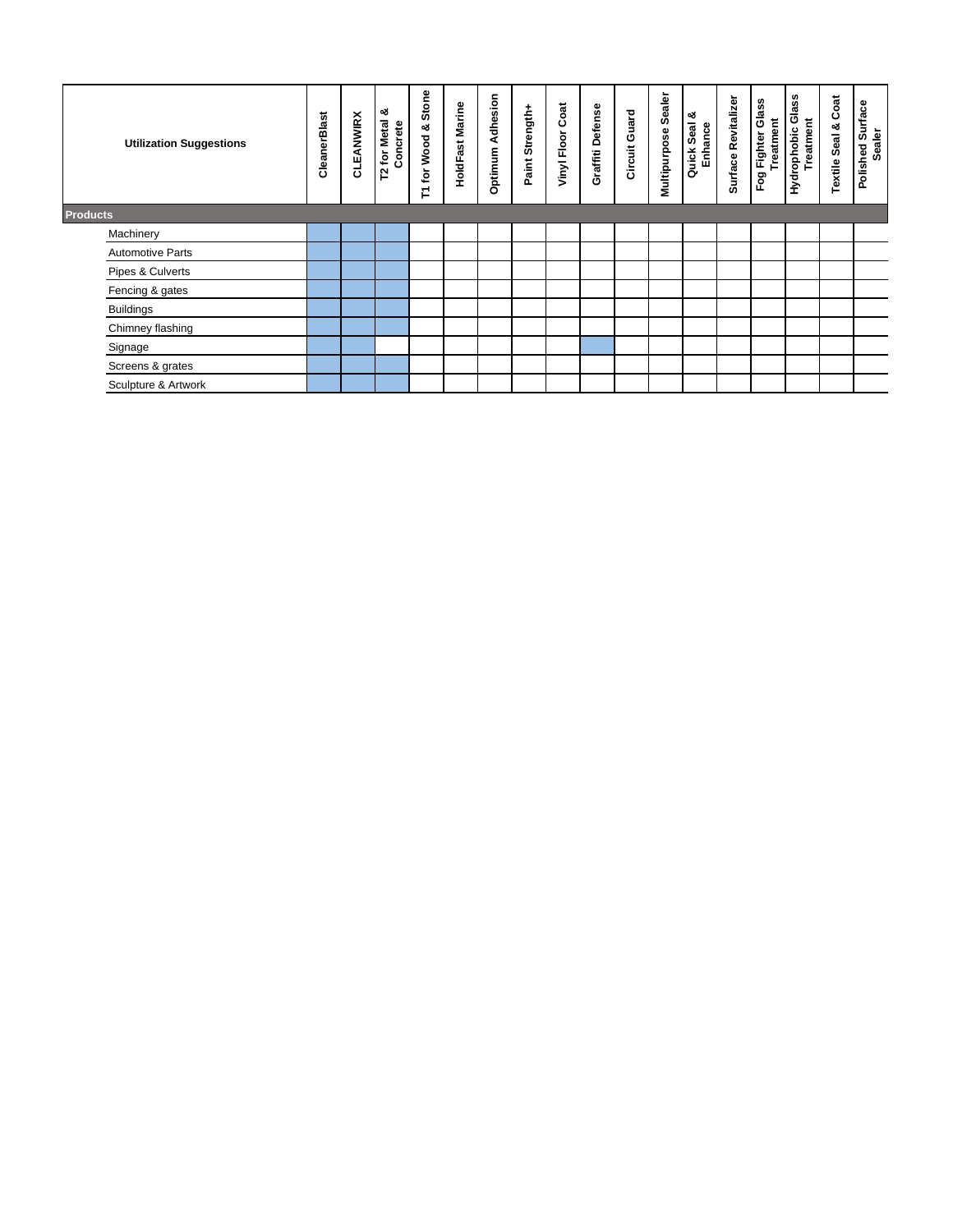| Utilization Suggestions | CleanerBlast | CLEANWIRX | T2 for Metal & Concrete | T1 for Wood & Stone | HoldFast Marine | Optimum Adhesion | Paint Strength+ | Vinyl Floor Coat | Graffiti Defense | Circuit Guard | Multipurpose Sealer | Quick Seal & Enhance | Surface Revitalizer | Fog Fighter Glass Treatment | Hydrophobic Glass Treatment | Textile Seal & Coat | Polished Surface Sealer |
|---|---|---|---|---|---|---|---|---|---|---|---|---|---|---|---|---|---|
| **Products** | | | | | | | | | | | | | | | | | |
| Machinery | X | X | X | | | | | | | | | | | | | | |
| Automotive Parts | X | X | X | | | | | | | | | | | | | | |
| Pipes & Culverts | X | X | X | | | | | | | | | | | | | | |
| Fencing & gates | X | X | X | | | | | | | | | | | | | | |
| Buildings | X | X | X | | | | | | | | | | | | | | |
| Chimney flashing | X | X | X | | | | | | | | | | | | | | |
| Signage | X | X | | | | | | | X | | | | | | | | |
| Screens & grates | X | X | X | | | | | | | | | | | | | | |
| Sculpture & Artwork | X | X | X | | | | | | | | | | | | | | |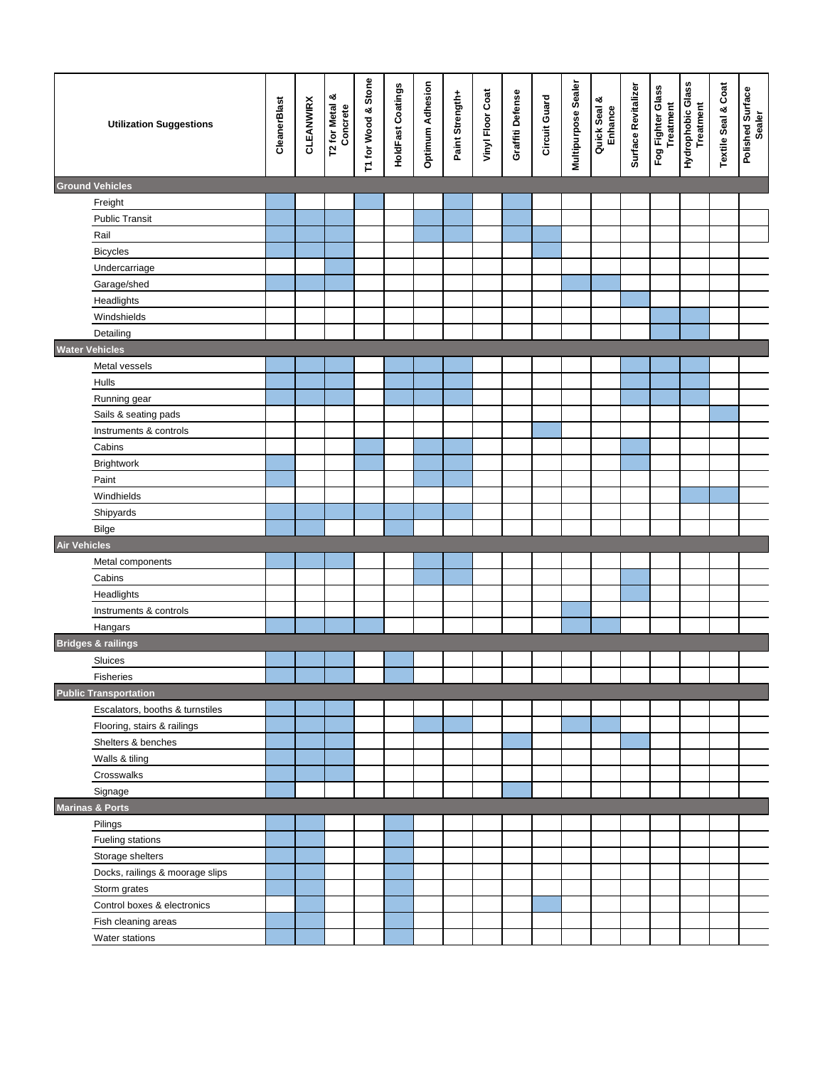Shaded cells in the original chart are shown here as ●.

| Utilization Suggestions | CleanerBlast | CLEANWIRX | T2 for Metal & Concrete | T1 for Wood & Stone | HoldFast Coatings | Optimum Adhesion | Paint Strength+ | Vinyl Floor Coat | Graffiti Defense | Circuit Guard | Multipurpose Sealer | Quick Seal & Enhance | Surface Revitalizer | Fog Fighter Glass Treatment | Hydrophobic Glass Treatment | Textile Seal & Coat | Polished Surface Sealer |
|---|---|---|---|---|---|---|---|---|---|---|---|---|---|---|---|---|---|
| **Ground Vehicles** | | | | | | | | | | | | | | | | | |
| Freight | ● | | | ● | | | ● | | ● | | | | | | | | |
| Public Transit | ● | ● | ● | | | ● | ● | | ● | | | | | | | | |
| Rail | ● | ● | ● | | | ● | ● | | ● | ● | | | | | | | |
| Bicycles | ● | ● | ● | | | | | | | ● | | | | | | | |
| Undercarriage | | | ● | | | | | | | | | | | | | | |
| Garage/shed | ● | ● | ● | | | | | | | | ● | ● | | | | | |
| Headlights | | | | | | | | | | | | | ● | | | | |
| Windshields | | | | | | | | | | | | | | ● | ● | | |
| Detailing | | | | | | | | | | | | | | ● | ● | | |
| **Water Vehicles** | | | | | | | | | | | | | | | | | |
| Metal vessels | ● | ● | ● | | ● | ● | ● | | | | | | ● | ● | ● | | |
| Hulls | ● | ● | ● | | ● | ● | ● | | | | | | ● | ● | ● | | |
| Running gear | ● | ● | ● | | ● | ● | ● | | | | | | ● | ● | ● | | |
| Sails & seating pads | | | | | | | | | | | | | | | | ● | |
| Instruments & controls | | | | | | | | | | ● | | | | | | | |
| Cabins | | | | ● | | ● | ● | | | | | | ● | | | | |
| Brightwork | ● | | | ● | | ● | ● | | | | | | ● | | | | |
| Paint | ● | | | | | ● | ● | | | | | | | | | | |
| Windhields | | | | | | | | | | | | | | | ● | ● | |
| Shipyards | ● | ● | ● | ● | ● | ● | ● | | | | | | | | | | |
| Bilge | ● | ● | | | ● | | | | | | | | | | | | |
| **Air Vehicles** | | | | | | | | | | | | | | | | | |
| Metal components | ● | ● | ● | | | ● | ● | | | | | | | | | | |
| Cabins | | | | | | ● | ● | | | | | | ● | | | | |
| Headlights | | | | | | | | | | | | | ● | | | | |
| Instruments & controls | | | | | | | | | | | ● | | | | | | |
| Hangars | ● | ● | ● | ● | | | | | | | ● | ● | | | | | |
| **Bridges & railings** | | | | | | | | | | | | | | | | | |
| Sluices | ● | ● | ● | | ● | | | | | | | | | | | | |
| Fisheries | ● | ● | ● | | ● | | | | | | | | | | | | |
| **Public Transportation** | | | | | | | | | | | | | | | | | |
| Escalators, booths & turnstiles | ● | ● | ● | | | | | | | | | | | | | | |
| Flooring, stairs & railings | ● | ● | ● | | | ● | ● | | | | ● | ● | | | | | |
| Shelters & benches | ● | ● | ● | | | | | | ● | | | | ● | | | | |
| Walls & tiling | ● | ● | ● | | | | | | | | | | | | | | |
| Crosswalks | ● | ● | ● | | | | | | | | | | | | | | |
| Signage | ● | | | | | | | | ● | | | | | | | | |
| **Marinas & Ports** | | | | | | | | | | | | | | | | | |
| Pilings | ● | ● | | | ● | | | | | | | | | | | | |
| Fueling stations | ● | ● | | | ● | | | | | | | | | | | | |
| Storage shelters | ● | ● | | | ● | | | | | | | | | | | | |
| Docks, railings & moorage slips | ● | ● | | | ● | | | | | | | | | | | | |
| Storm grates | ● | ● | | | ● | | | | | | | | | | | | |
| Control boxes & electronics | | ● | | | ● | | | | | ● | | | | | | | |
| Fish cleaning areas | ● | ● | | | ● | | | | | | | | | | | | |
| Water stations | ● | ● | | | ● | | | | | | | | | | | | |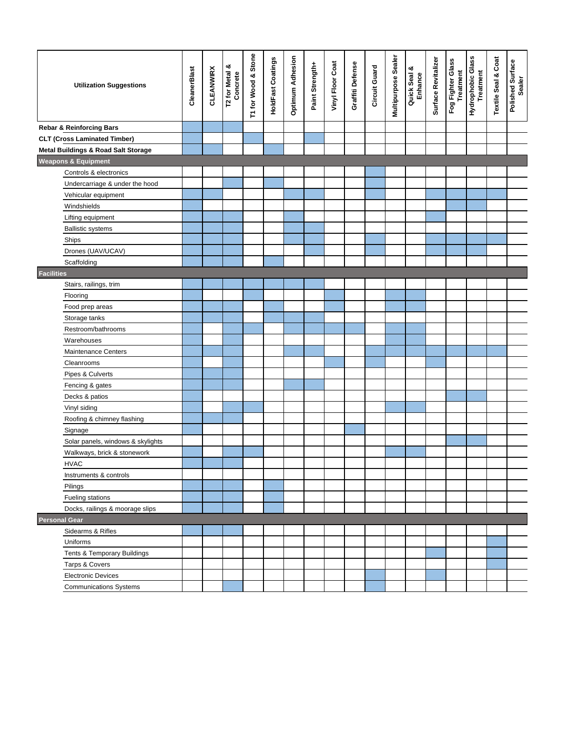| Utilization Suggestions | CleanerBlast | CLEANWIRX | T2 for Metal & Concrete | T1 for Wood & Stone | HoldFast Coatings | Optimum Adhesion | Paint Strength+ | Vinyl Floor Coat | Graffiti Defense | Circuit Guard | Multipurpose Sealer | Quick Seal & Enhance | Surface Revitalizer | Fog Fighter Glass Treatment | Hydrophobic Glass Treatment | Textile Seal & Coat | Polished Surface Sealer |
|---|---|---|---|---|---|---|---|---|---|---|---|---|---|---|---|---|---|
| **Rebar & Reinforcing Bars** | X | X | X | | | | | | | | | | | | | | |
| **CLT (Cross Laminated Timber)** | X | | | X | | | X | | | | | | | | | | |
| **Metal Buildings & Road Salt Storage** | X | X | | | X | | | | | | | | | | | | |
| **Weapons & Equipment** | | | | | | | | | | | | | | | | | |
| Controls & electronics | | | | | | | | | | X | | | | | | | |
| Undercarriage & under the hood | | | X | | X | | | | | X | | | | | | | |
| Vehicular equipment | X | X | | | | X | X | | | X | | | X | X | X | X | |
| Windshields | X | | | | | | | | | | | | | X | X | | |
| Lifting equipment | X | X | X | | | X | | | | | | | X | | | | |
| Ballistic systems | X | X | X | | | X | X | | | | | | | | | | |
| Ships | X | X | X | | | X | X | | | X | | | X | X | X | X | |
| Drones (UAV/UCAV) | X | X | X | | | | X | | | X | | | X | X | X | | |
| Scaffolding | X | X | X | | X | | | | | | | | | | | | |
| **Facilities** | | | | | | | | | | | | | | | | | |
| Stairs, railings, trim | X | X | X | X | X | X | X | | | | | | | | | | |
| Flooring | X | | | X | | | | X | | | X | X | | | | | |
| Food prep areas | X | X | X | | X | | | X | | | X | X | | | | | |
| Storage tanks | X | X | X | | X | X | X | | | | | | | | | | |
| Restroom/bathrooms | X | | X | X | | X | X | X | X | | X | X | | | | | |
| Warehouses | X | | X | | | | | | | | X | X | | | | | |
| Maintenance Centers | X | X | X | | | X | X | | | X | X | X | X | X | X | X | |
| Cleanrooms | X | | X | | | | | X | | X | | | X | | | | |
| Pipes & Culverts | X | X | X | | | | | | | | | | | | | | |
| Fencing & gates | X | X | X | | | X | X | | | | | | | | | | |
| Decks & patios | X | | | | | | | | | | | | | X | X | | |
| Vinyl siding | X | | X | X | | | | | | | X | X | | | | | |
| Roofing & chimney flashing | X | X | X | | | | | | | | | | | | | | |
| Signage | X | | | | | | | | X | | | | | | | | |
| Solar panels, windows & skylights | | | | | | | | | | | | | | X | X | | |
| Walkways, brick & stonework | X | | X | X | | | | | | | X | X | | | | | |
| HVAC | X | X | X | | | | | | | | | | | | | | |
| Instruments & controls | | | | | | | | | | | | | | | | | |
| Pilings | X | X | X | | X | | | | | | | | | | | | |
| Fueling stations | X | X | X | | X | | | | | | | | | | | | |
| Docks, railings & moorage slips | X | X | X | | X | | | | | | | | | | | | |
| **Personal Gear** | | | | | | | | | | | | | | | | | |
| Sidearms & Rifles | X | X | X | | | | | | | | | | | | | | |
| Uniforms | | | | | | | | | | | | | | | | X | |
| Tents & Temporary Buildings | | | | | | | | | | | | | X | | | X | |
| Tarps & Covers | | | | | | | | | | | | | | | | X | |
| Electronic Devices | | | | | | | | | | X | | | X | | | | |
| Communications Systems | | | X | | | | | | | X | | | | | | | |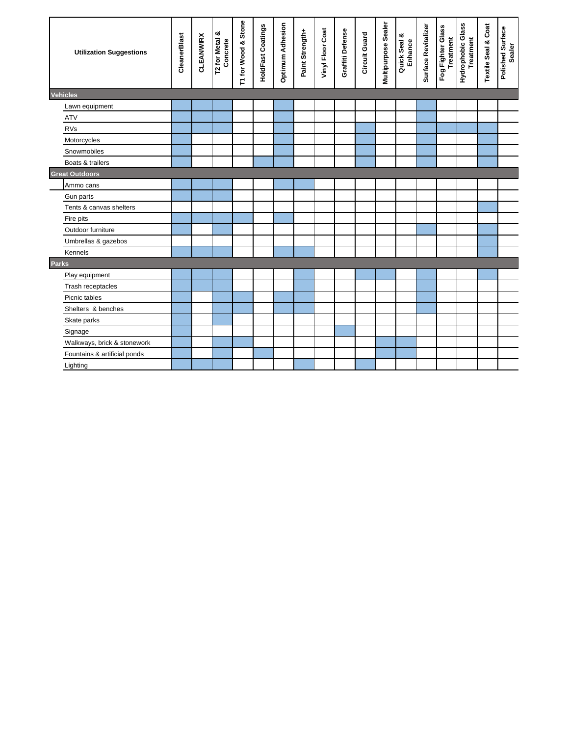| Utilization Suggestions | CleanerBlast | CLEANWIRX | T2 for Metal & Concrete | T1 for Wood & Stone | HoldFast Coatings | Optimum Adhesion | Paint Strength+ | Vinyl Floor Coat | Graffiti Defense | Circuit Guard | Multipurpose Sealer | Quick Seal & Enhance | Surface Revitalizer | Fog Fighter Glass Treatment | Hydrophobic Glass Treatment | Textile Seal & Coat | Polished Surface Sealer |
|---|---|---|---|---|---|---|---|---|---|---|---|---|---|---|---|---|---|
| **Vehicles** | | | | | | | | | | | | | | | | | |
| Lawn equipment | X | X | X | | | X | | | | | | | X | | | | |
| ATV | X | X | X | | | X | | | | | | | X | | | | |
| RVs | X | X | X | | | X | | | | X | | | X | X | X | X | |
| Motorcycles | X | | | | | X | | | | X | | | X | | | X | |
| Snowmobiles | X | | | | | X | | | | X | | | X | | | X | |
| Boats & trailers | X | | | | X | X | | | | X | | | X | | | X | |
| **Great Outdoors** | | | | | | | | | | | | | | | | | |
| Ammo cans | X | X | X | | | X | X | | | | | | | | | | |
| Gun parts | X | X | X | | | | | | | | | | | | | | |
| Tents & canvas shelters | | | | | | | | | | | | | | | | X | |
| Fire pits | X | X | X | X | | X | | | | | | | | | | | |
| Outdoor furniture | X | | X | | | | | | | | | | X | | | X | |
| Umbrellas & gazebos | | | | | | | | | | | | | | | | X | |
| Kennels | X | X | X | | | X | X | | | | | | | | | X | |
| **Parks** | | | | | | | | | | | | | | | | | |
| Play equipment | X | X | X | | | | X | | | X | X | | X | | | X | |
| Trash receptacles | X | X | X | | | | X | | | | | | X | | | | |
| Picnic tables | X | | X | X | | X | X | | | | | | X | | | | |
| Shelters & benches | X | | X | X | | X | X | | | | | | X | | | | |
| Skate parks | X | | X | | | | | | | | | | | | | | |
| Signage | X | | | | | | | | X | | | | | | | | |
| Walkways, brick & stonework | X | | X | X | | | | | | | X | X | | | | | |
| Fountains & artificial ponds | X | | X | | X | | | | | | X | X | | | | | |
| Lighting | X | X | X | | | | X | | | X | | | | | | | |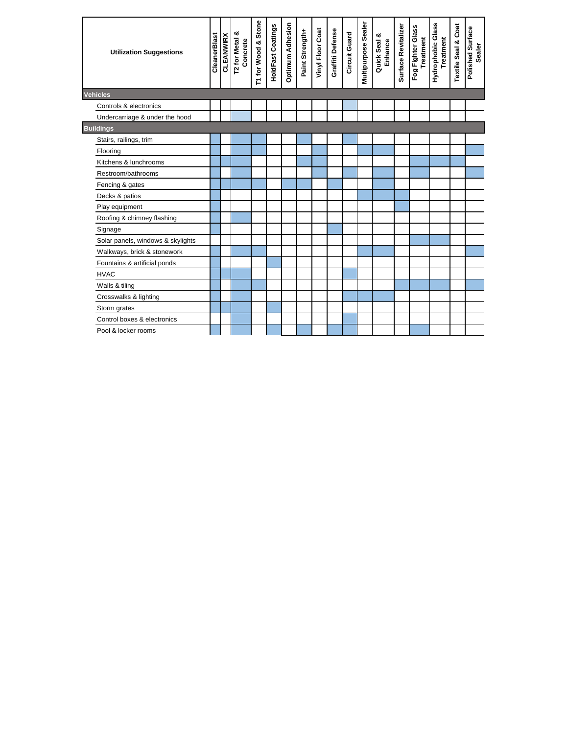| Utilization Suggestions | CleanerBlast | CLEANWIRX | T2 for Metal & Concrete | T1 for Wood & Stone | HoldFast Coatings | Optimum Adhesion | Paint Strength+ | Vinyl Floor Coat | Graffiti Defense | Circuit Guard | Multipurpose Sealer | Quick Seal & Enhance | Surface Revitalizer | Fog Fighter Glass Treatment | Hydrophobic Glass Treatment | Textile Seal & Coat | Polished Surface Sealer |
|---|---|---|---|---|---|---|---|---|---|---|---|---|---|---|---|---|---|
| **Vehicles** | | | | | | | | | | | | | | | | | |
| Controls & electronics | | | | | | | | | | X | | | | | | | |
| Undercarriage & under the hood | | | X | | | | | | | | | | | | | | |
| **Buildings** | | | | | | | | | | | | | | | | | |
| Stairs, railings, trim | X | | X | X | | | X | | | X | | | | | | | |
| Flooring | X | | X | X | | | | X | | | X | X | | | | | X |
| Kitchens & lunchrooms | X | X | X | | | | X | | | | | | | X | X | X | |
| Restroom/bathrooms | X | | X | | | | | X | | X | | X | | X | | | X |
| Fencing & gates | X | X | X | X | | X | X | | X | | | X | | | | | |
| Decks & patios | X | | | | | | | | | | X | X | X | | | | |
| Play equipment | X | | | | | | | | | | | | X | | | | |
| Roofing & chimney flashing | X | | X | | | | | | | | | | | | | | |
| Signage | X | | | | | | | | X | | | | | | | | |
| Solar panels, windows & skylights | | | | | | | | | | | | | | X | X | | |
| Walkways, brick & stonework | X | | X | X | | | | | | | X | X | | | | | X |
| Fountains & artificial ponds | X | | | | X | | | | | | | | | | | | |
| HVAC | X | X | X | | | | | | | X | | | | | | | |
| Walls & tiling | X | | X | X | | | | | | | | | X | X | X | | X |
| Crosswalks & lighting | X | | X | | | | | | | X | X | X | | | | | |
| Storm grates | X | X | X | | X | | | | | | | | | | | | |
| Control boxes & electronics | | | X | | | | | | | X | | | | | | | |
| Pool & locker rooms | X | | X | | X | | X | | X | X | | | | X | | | |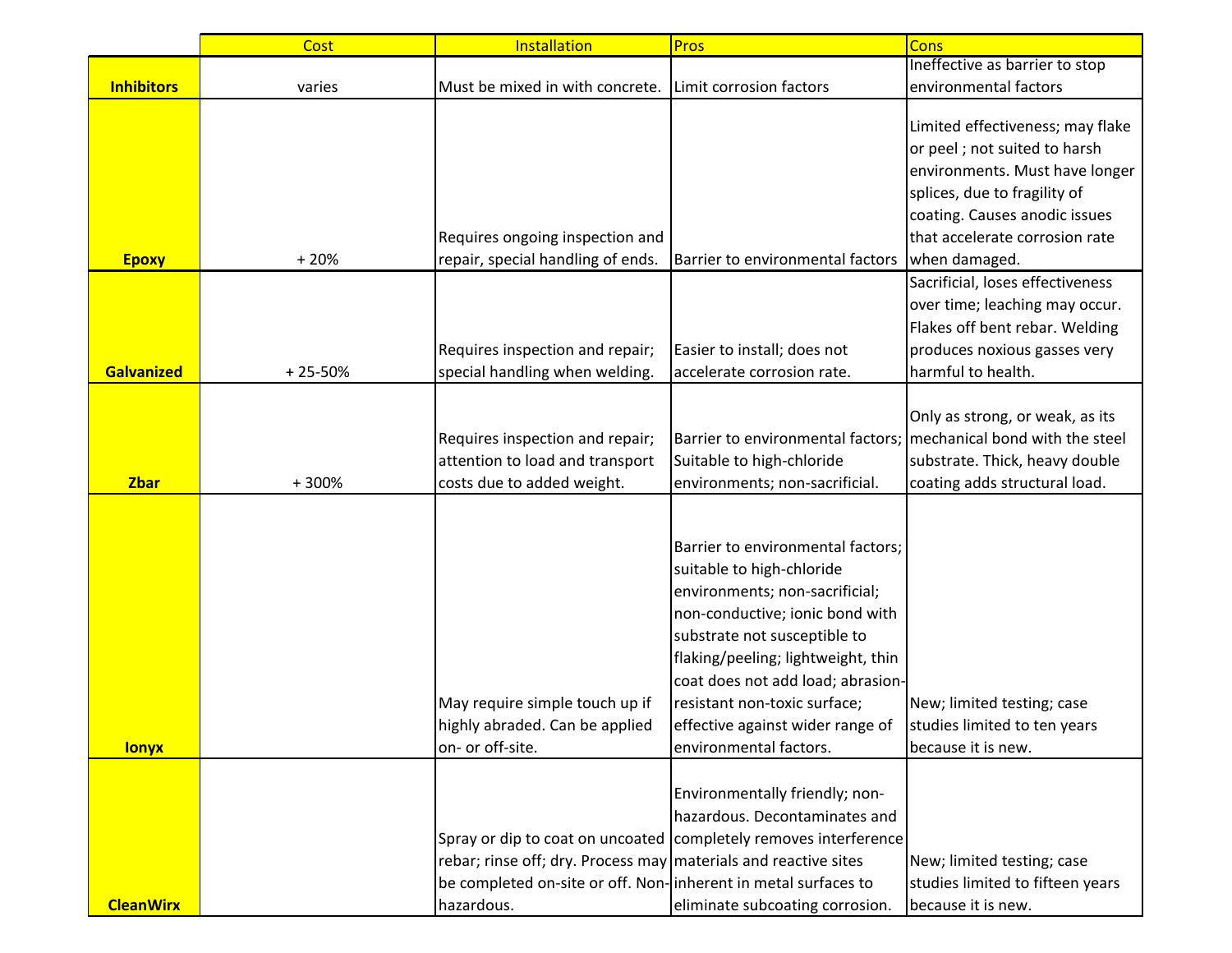| | Cost | Installation | Pros | Cons |
|---|---|---|---|---|
| **Inhibitors** | varies | Must be mixed in with concrete. | Limit corrosion factors | Ineffective as barrier to stop environmental factors |
| **Epoxy** | + 20% | Requires ongoing inspection and repair, special handling of ends. | Barrier to environmental factors | Limited effectiveness; may flake or peel ; not suited to harsh environments. Must have longer splices, due to fragility of coating. Causes anodic issues that accelerate corrosion rate when damaged. |
| **Galvanized** | + 25-50% | Requires inspection and repair; special handling when welding. | Easier to install; does not accelerate corrosion rate. | Sacrificial, loses effectiveness over time; leaching may occur. Flakes off bent rebar. Welding produces noxious gasses very harmful to health. |
| **Zbar** | + 300% | Requires inspection and repair; attention to load and transport costs due to added weight. | Barrier to environmental factors; Suitable to high-chloride environments; non-sacrificial. | Only as strong, or weak, as its mechanical bond with the steel substrate. Thick, heavy double coating adds structural load. |
| **Ionyx** | | May require simple touch up if highly abraded. Can be applied on- or off-site. | Barrier to environmental factors; suitable to high-chloride environments; non-sacrificial; non-conductive; ionic bond with substrate not susceptible to flaking/peeling; lightweight, thin coat does not add load; abrasion-resistant non-toxic surface; effective against wider range of environmental factors. | New; limited testing; case studies limited to ten years because it is new. |
| **CleanWirx** | | Spray or dip to coat on uncoated rebar; rinse off; dry. Process may be completed on-site or off. Non-hazardous. | Environmentally friendly; non-hazardous. Decontaminates and completely removes interference materials and reactive sites inherent in metal surfaces to eliminate subcoating corrosion. | New; limited testing; case studies limited to fifteen years because it is new. |